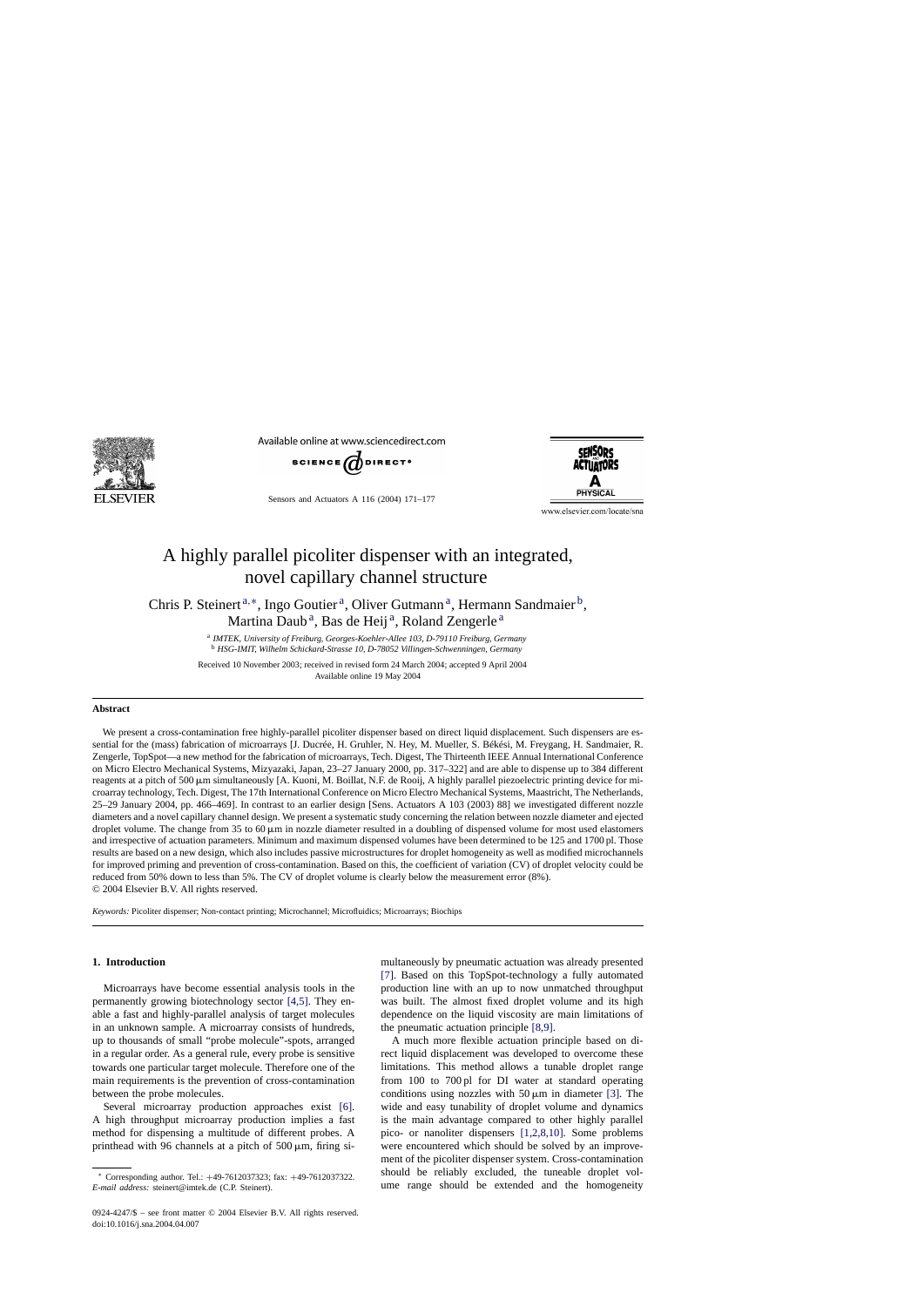# A highly parallel picoliter dispenser with an integrated, novel capillary channel structure

Chris P. Steinert[a,*], Ingo Goutier[a], Oliver Gutmann[a], Hermann Sandmaier[b], Martina Daub[a], Bas de Heij[a], Roland Zengerle[a]

[a] *IMTEK, University of Freiburg, Georges-Koehler-Allee 103, D-79110 Freiburg, Germany*
[b] *HSG-IMIT, Wilhelm Schickard-Strasse 10, D-78052 Villingen-Schwenningen, Germany*

Received 10 November 2003; received in revised form 24 March 2004; accepted 9 April 2004
Available online 19 May 2004

## Abstract

We present a cross-contamination free highly-parallel picoliter dispenser based on direct liquid displacement. Such dispensers are essential for the (mass) fabrication of microarrays [J. Ducrée, H. Gruhler, N. Hey, M. Mueller, S. Békési, M. Freygang, H. Sandmaier, R. Zengerle, TopSpot—a new method for the fabrication of microarrays, Tech. Digest, The Thirteenth IEEE Annual International Conference on Micro Electro Mechanical Systems, Mizyazaki, Japan, 23–27 January 2000, pp. 317–322] and are able to dispense up to 384 different reagents at a pitch of 500 μm simultaneously [A. Kuoni, M. Boillat, N.F. de Rooij, A highly parallel piezoelectric printing device for microarray technology, Tech. Digest, The 17th International Conference on Micro Electro Mechanical Systems, Maastricht, The Netherlands, 25–29 January 2004, pp. 466–469]. In contrast to an earlier design [Sens. Actuators A 103 (2003) 88] we investigated different nozzle diameters and a novel capillary channel design. We present a systematic study concerning the relation between nozzle diameter and ejected droplet volume. The change from 35 to 60 μm in nozzle diameter resulted in a doubling of dispensed volume for most used elastomers and irrespective of actuation parameters. Minimum and maximum dispensed volumes have been determined to be 125 and 1700 pl. Those results are based on a new design, which also includes passive microstructures for droplet homogeneity as well as modified microchannels for improved priming and prevention of cross-contamination. Based on this, the coefficient of variation (CV) of droplet velocity could be reduced from 50% down to less than 5%. The CV of droplet volume is clearly below the measurement error (8%).
© 2004 Elsevier B.V. All rights reserved.

*Keywords:* Picoliter dispenser; Non-contact printing; Microchannel; Microfluidics; Microarrays; Biochips

## 1. Introduction

Microarrays have become essential analysis tools in the permanently growing biotechnology sector [4,5]. They enable a fast and highly-parallel analysis of target molecules in an unknown sample. A microarray consists of hundreds, up to thousands of small "probe molecule"-spots, arranged in a regular order. As a general rule, every probe is sensitive towards one particular target molecule. Therefore one of the main requirements is the prevention of cross-contamination between the probe molecules.

Several microarray production approaches exist [6]. A high throughput microarray production implies a fast method for dispensing a multitude of different probes. A printhead with 96 channels at a pitch of 500 μm, firing simultaneously by pneumatic actuation was already presented [7]. Based on this TopSpot-technology a fully automated production line with an up to now unmatched throughput was built. The almost fixed droplet volume and its high dependence on the liquid viscosity are main limitations of the pneumatic actuation principle [8,9].

A much more flexible actuation principle based on direct liquid displacement was developed to overcome these limitations. This method allows a tunable droplet range from 100 to 700 pl for DI water at standard operating conditions using nozzles with 50 μm in diameter [3]. The wide and easy tunability of droplet volume and dynamics is the main advantage compared to other highly parallel pico- or nanoliter dispensers [1,2,8,10]. Some problems were encountered which should be solved by an improvement of the picoliter dispenser system. Cross-contamination should be reliably excluded, the tuneable droplet volume range should be extended and the homogeneity

---

* Corresponding author. Tel.: +49-7612037323; fax: +49-7612037322.
*E-mail address:* steinert@imtek.de (C.P. Steinert).

0924-4247/$ – see front matter © 2004 Elsevier B.V. All rights reserved.
doi:10.1016/j.sna.2004.04.007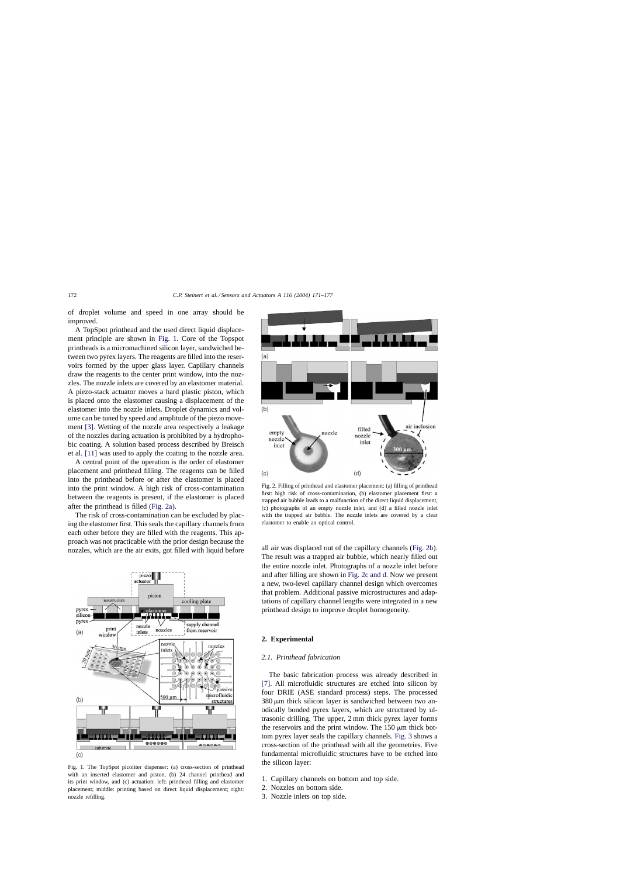of droplet volume and speed in one array should be improved.

A TopSpot printhead and the used direct liquid displacement principle are shown in Fig. 1. Core of the Topspot printheads is a micromachined silicon layer, sandwiched between two pyrex layers. The reagents are filled into the reservoirs formed by the upper glass layer. Capillary channels draw the reagents to the center print window, into the nozzles. The nozzle inlets are covered by an elastomer material. A piezo-stack actuator moves a hard plastic piston, which is placed onto the elastomer causing a displacement of the elastomer into the nozzle inlets. Droplet dynamics and volume can be tuned by speed and amplitude of the piezo movement [3]. Wetting of the nozzle area respectively a leakage of the nozzles during actuation is prohibited by a hydrophobic coating. A solution based process described by Breisch et al. [11] was used to apply the coating to the nozzle area.

A central point of the operation is the order of elastomer placement and printhead filling. The reagents can be filled into the printhead before or after the elastomer is placed into the print window. A high risk of cross-contamination between the reagents is present, if the elastomer is placed after the printhead is filled (Fig. 2a).

The risk of cross-contamination can be excluded by placing the elastomer first. This seals the capillary channels from each other before they are filled with the reagents. This approach was not practicable with the prior design because the nozzles, which are the air exits, got filled with liquid before all air was displaced out of the capillary channels (Fig. 2b). The result was a trapped air bubble, which nearly filled out the entire nozzle inlet. Photographs of a nozzle inlet before and after filling are shown in Fig. 2c and d. Now we present a new, two-level capillary channel design which overcomes that problem. Additional passive microstructures and adaptations of capillary channel lengths were integrated in a new printhead design to improve droplet homogeneity.

Fig. 1. The TopSpot picoliter dispenser: (a) cross-section of printhead with an inserted elastomer and piston, (b) 24 channel printhead and its print window, and (c) actuation: left: printhead filling and elastomer placement; middle: printing based on direct liquid displacement; right: nozzle refilling.

Fig. 2. Filling of printhead and elastomer placement: (a) filling of printhead first: high risk of cross-contamination, (b) elastomer placement first: a trapped air bubble leads to a malfunction of the direct liquid displacement, (c) photographs of an empty nozzle inlet, and (d) a filled nozzle inlet with the trapped air bubble. The nozzle inlets are covered by a clear elastomer to enable an optical control.

## 2. Experimental

### 2.1. Printhead fabrication

The basic fabrication process was already described in [7]. All microfluidic structures are etched into silicon by four DRIE (ASE standard process) steps. The processed 380 μm thick silicon layer is sandwiched between two anodically bonded pyrex layers, which are structured by ultrasonic drilling. The upper, 2 mm thick pyrex layer forms the reservoirs and the print window. The 150 μm thick bottom pyrex layer seals the capillary channels. Fig. 3 shows a cross-section of the printhead with all the geometries. Five fundamental microfluidic structures have to be etched into the silicon layer:

1. Capillary channels on bottom and top side.
2. Nozzles on bottom side.
3. Nozzle inlets on top side.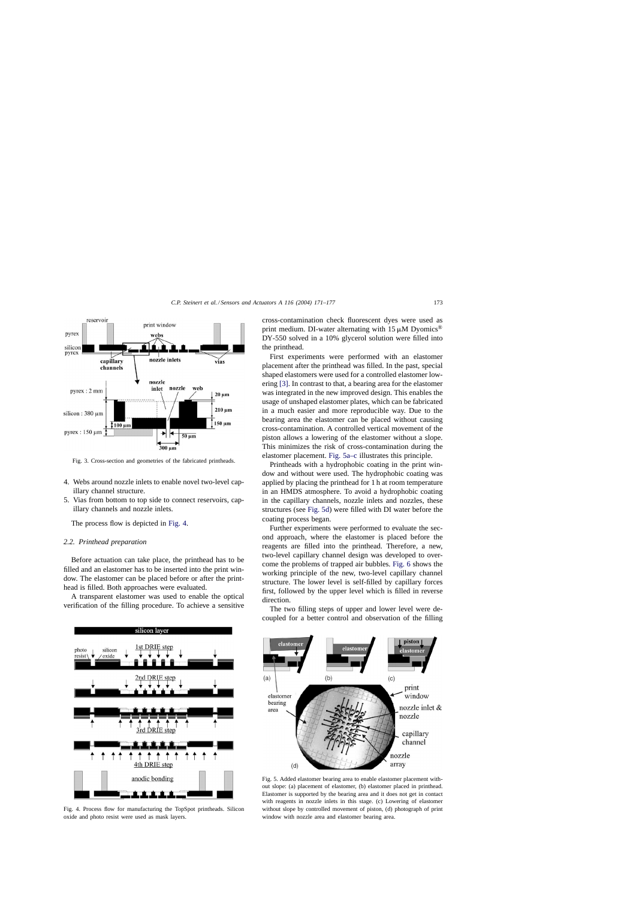Fig. 3. Cross-section and geometries of the fabricated printheads.

4. Webs around nozzle inlets to enable novel two-level capillary channel structure.
5. Vias from bottom to top side to connect reservoirs, capillary channels and nozzle inlets.

The process flow is depicted in Fig. 4.

### 2.2. Printhead preparation

Before actuation can take place, the printhead has to be filled and an elastomer has to be inserted into the print window. The elastomer can be placed before or after the printhead is filled. Both approaches were evaluated.

A transparent elastomer was used to enable the optical verification of the filling procedure. To achieve a sensitive cross-contamination check fluorescent dyes were used as print medium. DI-water alternating with 15 μM Dyomics® DY-550 solved in a 10% glycerol solution were filled into the printhead.

First experiments were performed with an elastomer placement after the printhead was filled. In the past, special shaped elastomers were used for a controlled elastomer lowering [3]. In contrast to that, a bearing area for the elastomer was integrated in the new improved design. This enables the usage of unshaped elastomer plates, which can be fabricated in a much easier and more reproducible way. Due to the bearing area the elastomer can be placed without causing cross-contamination. A controlled vertical movement of the piston allows a lowering of the elastomer without a slope. This minimizes the risk of cross-contamination during the elastomer placement. Fig. 5a–c illustrates this principle.

Printheads with a hydrophobic coating in the print window and without were used. The hydrophobic coating was applied by placing the printhead for 1 h at room temperature in an HMDS atmosphere. To avoid a hydrophobic coating in the capillary channels, nozzle inlets and nozzles, these structures (see Fig. 5d) were filled with DI water before the coating process began.

Further experiments were performed to evaluate the second approach, where the elastomer is placed before the reagents are filled into the printhead. Therefore, a new, two-level capillary channel design was developed to overcome the problems of trapped air bubbles. Fig. 6 shows the working principle of the new, two-level capillary channel structure. The lower level is self-filled by capillary forces first, followed by the upper level which is filled in reverse direction.

The two filling steps of upper and lower level were decoupled for a better control and observation of the filling

Fig. 4. Process flow for manufacturing the TopSpot printheads. Silicon oxide and photo resist were used as mask layers.

Fig. 5. Added elastomer bearing area to enable elastomer placement without slope: (a) placement of elastomer, (b) elastomer placed in printhead. Elastomer is supported by the bearing area and it does not get in contact with reagents in nozzle inlets in this stage. (c) Lowering of elastomer without slope by controlled movement of piston, (d) photograph of print window with nozzle area and elastomer bearing area.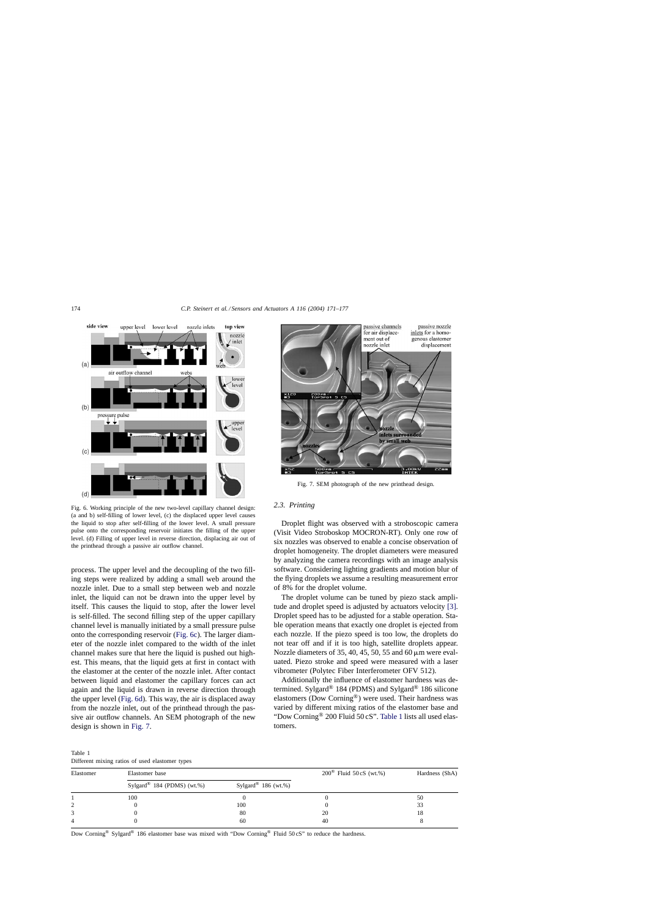Fig. 6. Working principle of the new two-level capillary channel design: (a and b) self-filling of lower level, (c) the displaced upper level causes the liquid to stop after self-filling of the lower level. A small pressure pulse onto the corresponding reservoir initiates the filling of the upper level. (d) Filling of upper level in reverse direction, displacing air out of the printhead through a passive air outflow channel.

process. The upper level and the decoupling of the two filling steps were realized by adding a small web around the nozzle inlet. Due to a small step between web and nozzle inlet, the liquid can not be drawn into the upper level by itself. This causes the liquid to stop, after the lower level is self-filled. The second filling step of the upper capillary channel level is manually initiated by a small pressure pulse onto the corresponding reservoir (Fig. 6c). The larger diameter of the nozzle inlet compared to the width of the inlet channel makes sure that here the liquid is pushed out highest. This means, that the liquid gets at first in contact with the elastomer at the center of the nozzle inlet. After contact between liquid and elastomer the capillary forces can act again and the liquid is drawn in reverse direction through the upper level (Fig. 6d). This way, the air is displaced away from the nozzle inlet, out of the printhead through the passive air outflow channels. An SEM photograph of the new design is shown in Fig. 7.

Fig. 7. SEM photograph of the new printhead design.

### 2.3. Printing

Droplet flight was observed with a stroboscopic camera (Visit Video Stroboskop MOCRON-RT). Only one row of six nozzles was observed to enable a concise observation of droplet homogeneity. The droplet diameters were measured by analyzing the camera recordings with an image analysis software. Considering lighting gradients and motion blur of the flying droplets we assume a resulting measurement error of 8% for the droplet volume.

The droplet volume can be tuned by piezo stack amplitude and droplet speed is adjusted by actuators velocity [3]. Droplet speed has to be adjusted for a stable operation. Stable operation means that exactly one droplet is ejected from each nozzle. If the piezo speed is too low, the droplets do not tear off and if it is too high, satellite droplets appear. Nozzle diameters of 35, 40, 45, 50, 55 and 60 μm were evaluated. Piezo stroke and speed were measured with a laser vibrometer (Polytec Fiber Interferometer OFV 512).

Additionally the influence of elastomer hardness was determined. Sylgard® 184 (PDMS) and Sylgard® 186 silicone elastomers (Dow Corning®) were used. Their hardness was varied by different mixing ratios of the elastomer base and "Dow Corning® 200 Fluid 50 cS". Table 1 lists all used elastomers.

Table 1
Different mixing ratios of used elastomer types

| Elastomer | Elastomer base | | 200® Fluid 50 cS (wt.%) | Hardness (ShA) |
|---|---|---|---|---|
| | Sylgard® 184 (PDMS) (wt.%) | Sylgard® 186 (wt.%) | | |
| 1 | 100 | 0 | 0 | 50 |
| 2 | 0 | 100 | 0 | 33 |
| 3 | 0 | 80 | 20 | 18 |
| 4 | 0 | 60 | 40 | 8 |

Dow Corning® Sylgard® 186 elastomer base was mixed with "Dow Corning® Fluid 50 cS" to reduce the hardness.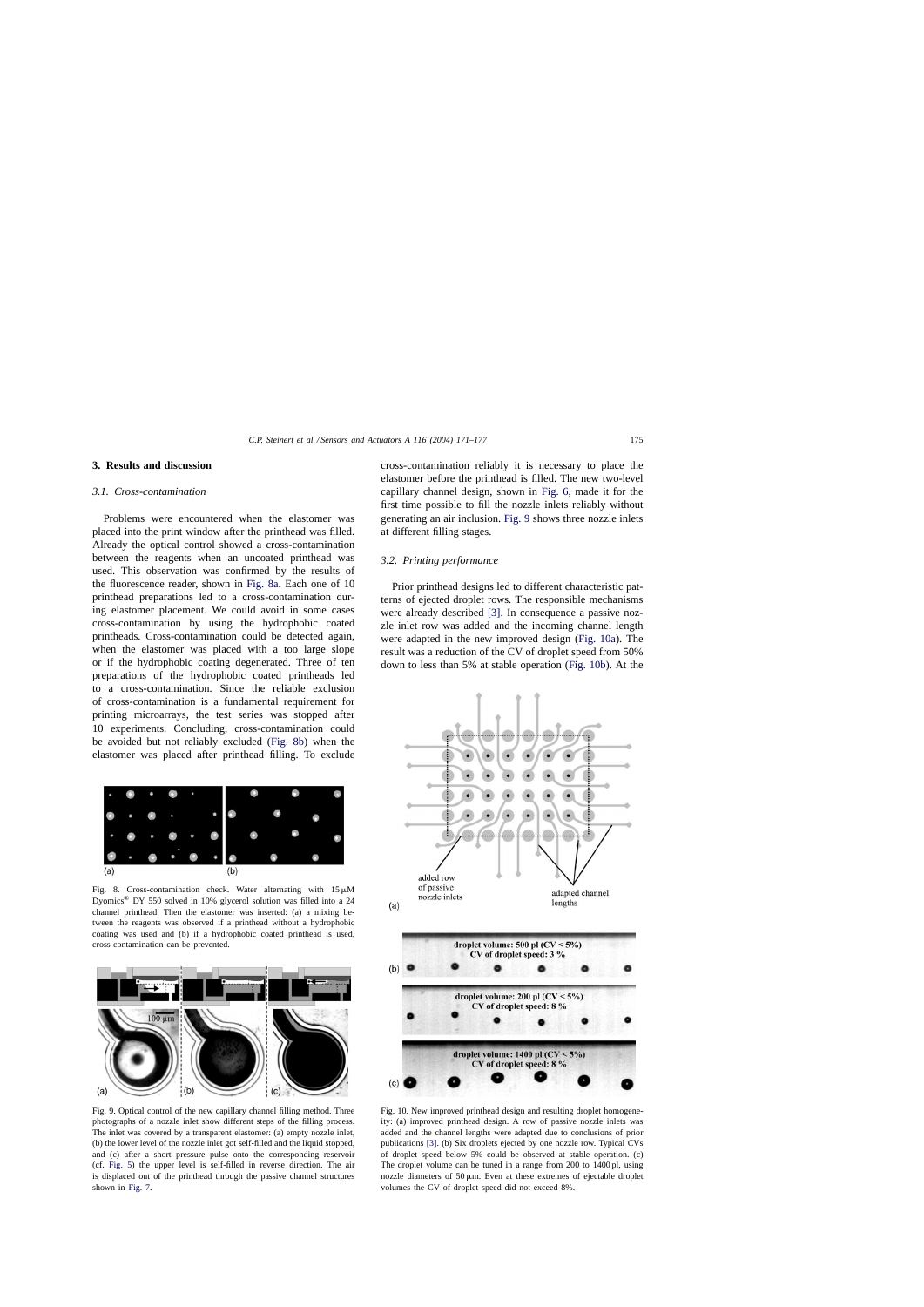## 3. Results and discussion

### 3.1. Cross-contamination

Problems were encountered when the elastomer was placed into the print window after the printhead was filled. Already the optical control showed a cross-contamination between the reagents when an uncoated printhead was used. This observation was confirmed by the results of the fluorescence reader, shown in Fig. 8a. Each one of 10 printhead preparations led to a cross-contamination during elastomer placement. We could avoid in some cases cross-contamination by using the hydrophobic coated printheads. Cross-contamination could be detected again, when the elastomer was placed with a too large slope or if the hydrophobic coating degenerated. Three of ten preparations of the hydrophobic coated printheads led to a cross-contamination. Since the reliable exclusion of cross-contamination is a fundamental requirement for printing microarrays, the test series was stopped after 10 experiments. Concluding, cross-contamination could be avoided but not reliably excluded (Fig. 8b) when the elastomer was placed after printhead filling. To exclude cross-contamination reliably it is necessary to place the elastomer before the printhead is filled. The new two-level capillary channel design, shown in Fig. 6, made it for the first time possible to fill the nozzle inlets reliably without generating an air inclusion. Fig. 9 shows three nozzle inlets at different filling stages.

Fig. 8. Cross-contamination check. Water alternating with 15 μM Dyomics® DY 550 solved in 10% glycerol solution was filled into a 24 channel printhead. Then the elastomer was inserted: (a) a mixing between the reagents was observed if a printhead without a hydrophobic coating was used and (b) if a hydrophobic coated printhead is used, cross-contamination can be prevented.

Fig. 9. Optical control of the new capillary channel filling method. Three photographs of a nozzle inlet show different steps of the filling process. The inlet was covered by a transparent elastomer: (a) empty nozzle inlet, (b) the lower level of the nozzle inlet got self-filled and the liquid stopped, and (c) after a short pressure pulse onto the corresponding reservoir (cf. Fig. 5) the upper level is self-filled in reverse direction. The air is displaced out of the printhead through the passive channel structures shown in Fig. 7.

### 3.2. Printing performance

Prior printhead designs led to different characteristic patterns of ejected droplet rows. The responsible mechanisms were already described [3]. In consequence a passive nozzle inlet row was added and the incoming channel length were adapted in the new improved design (Fig. 10a). The result was a reduction of the CV of droplet speed from 50% down to less than 5% at stable operation (Fig. 10b). At the

Fig. 10. New improved printhead design and resulting droplet homogeneity: (a) improved printhead design. A row of passive nozzle inlets was added and the channel lengths were adapted due to conclusions of prior publications [3]. (b) Six droplets ejected by one nozzle row. Typical CVs of droplet speed below 5% could be observed at stable operation. (c) The droplet volume can be tuned in a range from 200 to 1400 pl, using nozzle diameters of 50 μm. Even at these extremes of ejectable droplet volumes the CV of droplet speed did not exceed 8%.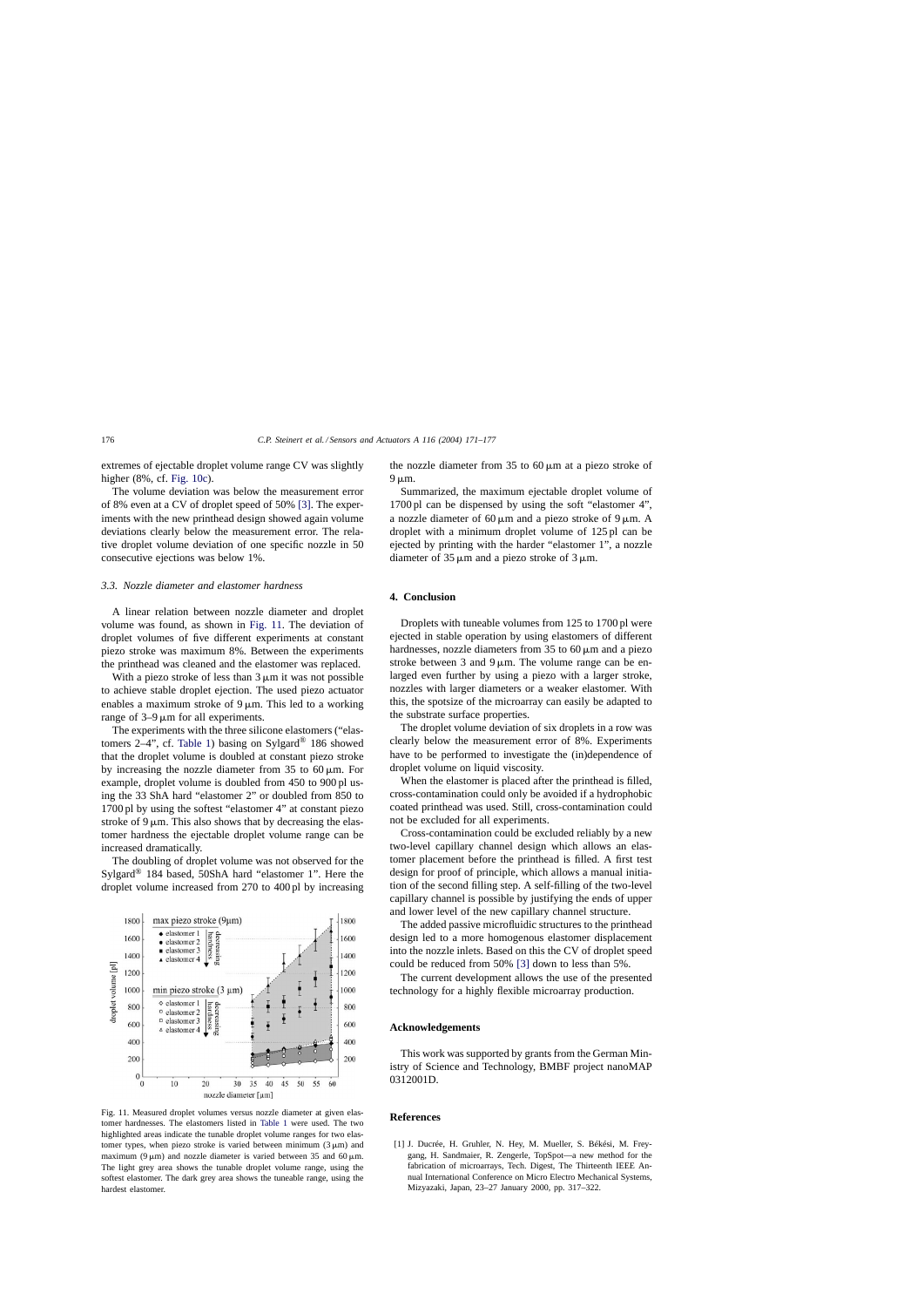extremes of ejectable droplet volume range CV was slightly higher (8%, cf. Fig. 10c).

The volume deviation was below the measurement error of 8% even at a CV of droplet speed of 50% [3]. The experiments with the new printhead design showed again volume deviations clearly below the measurement error. The relative droplet volume deviation of one specific nozzle in 50 consecutive ejections was below 1%.

### *3.3. Nozzle diameter and elastomer hardness*

A linear relation between nozzle diameter and droplet volume was found, as shown in Fig. 11. The deviation of droplet volumes of five different experiments at constant piezo stroke was maximum 8%. Between the experiments the printhead was cleaned and the elastomer was replaced.

With a piezo stroke of less than 3 μm it was not possible to achieve stable droplet ejection. The used piezo actuator enables a maximum stroke of 9 μm. This led to a working range of 3–9 μm for all experiments.

The experiments with the three silicone elastomers ("elastomers 2–4", cf. Table 1) basing on Sylgard® 186 showed that the droplet volume is doubled at constant piezo stroke by increasing the nozzle diameter from 35 to 60 μm. For example, droplet volume is doubled from 450 to 900 pl using the 33 ShA hard "elastomer 2" or doubled from 850 to 1700 pl by using the softest "elastomer 4" at constant piezo stroke of 9 μm. This also shows that by decreasing the elastomer hardness the ejectable droplet volume range can be increased dramatically.

The doubling of droplet volume was not observed for the Sylgard® 184 based, 50ShA hard "elastomer 1". Here the droplet volume increased from 270 to 400 pl by increasing the nozzle diameter from 35 to 60 μm at a piezo stroke of 9 μm.

Fig. 11. Measured droplet volumes versus nozzle diameter at given elastomer hardnesses. The elastomers listed in Table 1 were used. The two highlighted areas indicate the tunable droplet volume ranges for two elastomer types, when piezo stroke is varied between minimum (3 μm) and maximum (9 μm) and nozzle diameter is varied between 35 and 60 μm. The light grey area shows the tunable droplet volume range, using the softest elastomer. The dark grey area shows the tuneable range, using the hardest elastomer.

Summarized, the maximum ejectable droplet volume of 1700 pl can be dispensed by using the soft "elastomer 4", a nozzle diameter of 60 μm and a piezo stroke of 9 μm. A droplet with a minimum droplet volume of 125 pl can be ejected by printing with the harder "elastomer 1", a nozzle diameter of 35 μm and a piezo stroke of 3 μm.

## 4. Conclusion

Droplets with tuneable volumes from 125 to 1700 pl were ejected in stable operation by using elastomers of different hardnesses, nozzle diameters from 35 to 60 μm and a piezo stroke between 3 and 9 μm. The volume range can be enlarged even further by using a piezo with a larger stroke, nozzles with larger diameters or a weaker elastomer. With this, the spotsize of the microarray can easily be adapted to the substrate surface properties.

The droplet volume deviation of six droplets in a row was clearly below the measurement error of 8%. Experiments have to be performed to investigate the (in)dependence of droplet volume on liquid viscosity.

When the elastomer is placed after the printhead is filled, cross-contamination could only be avoided if a hydrophobic coated printhead was used. Still, cross-contamination could not be excluded for all experiments.

Cross-contamination could be excluded reliably by a new two-level capillary channel design which allows an elastomer placement before the printhead is filled. A first test design for proof of principle, which allows a manual initiation of the second filling step. A self-filling of the two-level capillary channel is possible by justifying the ends of upper and lower level of the new capillary channel structure.

The added passive microfluidic structures to the printhead design led to a more homogenous elastomer displacement into the nozzle inlets. Based on this the CV of droplet speed could be reduced from 50% [3] down to less than 5%.

The current development allows the use of the presented technology for a highly flexible microarray production.

## Acknowledgements

This work was supported by grants from the German Ministry of Science and Technology, BMBF project nanoMAP 0312001D.

## References

[1] J. Ducrée, H. Gruhler, N. Hey, M. Mueller, S. Békési, M. Freygang, H. Sandmaier, R. Zengerle, TopSpot—a new method for the fabrication of microarrays, Tech. Digest, The Thirteenth IEEE Annual International Conference on Micro Electro Mechanical Systems, Mizyazaki, Japan, 23–27 January 2000, pp. 317–322.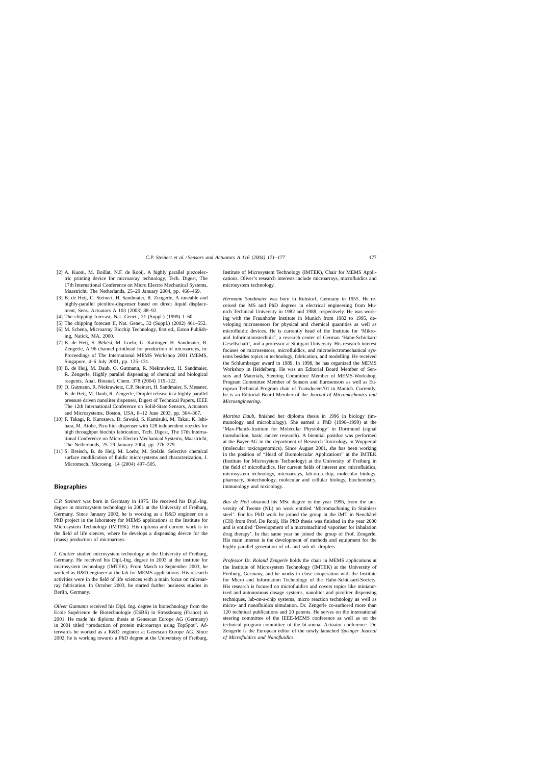[2] A. Kuoni, M. Boillat, N.F. de Rooij, A highly parallel piezoelectric printing device for microarray technology, Tech. Digest, The 17th International Conference on Micro Electro Mechanical Systems, Maastricht, The Netherlands, 25–29 January 2004, pp. 466–469.

[3] B. de Heij, C. Steinert, H. Sandmaier, R. Zengerle, A tuneable and highly-parallel picolitre-dispenser based on direct liquid displacement, Sens. Actuators A 103 (2003) 88–92.

[4] The chipping forecast, Nat. Genet., 21 (Suppl.) (1999) 1–60.

[5] The chipping forecast II, Nat. Genet., 32 (Suppl.) (2002) 461–552.

[6] M. Schena, Microarray Biochip Technology, first ed., Eaton Publishing, Natick, MA, 2000.

[7] B. de Heij, S. Békési, M. Loehr, G. Kattinger, H. Sandmaier, R. Zengerle, A 96 channel printhead for production of microarrays, in: Proceedings of The International MEMS Workshop 2001 iMEMS, Singapore, 4–6 July 2001, pp. 125–131.

[8] B. de Heij, M. Daub, O. Gutmann, R. Niekrawietz, H. Sandmaier, R. Zengerle, Highly parallel dispensing of chemical and biological reagents, Anal. Bioanal. Chem. 378 (2004) 119–122.

[9] O. Gutmann, R. Niekrawietz, C.P. Steinert, H. Sandmaier, S. Messner, B. de Heij, M. Daub, R. Zengerle, Droplet release in a highly parallel pressure driven nanoliter dispenser, Digest of Technical Papers, IEEE The 12th International Conference on Solid-State Sensors, Actuators and Microsystems, Boston, USA, 8–12 June 2003, pp. 364–367.

[10] F. Takagi, R. Kurosawa, D. Sawaki, S. Kamisuki, M. Takai, K. Ishihara, M. Atobe, Pico liter dispenser with 128 independent nozzles for high throughput biochip fabrication, Tech. Digest, The 17th International Conference on Micro Electro Mechanical Systems, Maastricht, The Netherlands, 25–29 January 2004, pp. 276–279.

[11] S. Breisch, B. de Heij, M. Loehr, M. Stelzle, Selective chemical surface modification of fluidic microsystems and characterization, J. Micromech. Microeng. 14 (2004) 497–505.

## Biographies

*C.P. Steinert* was born in Germany in 1975. He received his Dipl.-Ing. degree in microsystem technology in 2001 at the University of Freiburg, Germany. Since January 2002, he is working as a R&D engineer on a PhD project in the laboratory for MEMS applications at the Institute for Microsystem Technology (IMTEK). His diploma and current work is in the field of life siences, where he develops a dispensing device for the (mass) production of microarrays.

*I. Goutier* studied microsystem technology at the Universtiy of Freiburg, Germany. He received his Dipl.-Ing. degree in 2003 at the institute for microsystem technology (IMTEK). From March to September 2003, he worked as R&D engineer at the lab for MEMS applications. His research activities were in the field of life sciences with a main focus on microarray fabrication. In October 2003, he started further business studies in Berlin, Germany.

*Oliver Gutmann* received his Dipl. Ing. degree in biotechnology from the Ecole Supérieure de Biotechnologie (ESBS) in Strassbourg (France) in 2001. He made his diploma thesis at Genescan Europe AG (Germany) in 2001 titled "production of protein microarrays using TopSpot". Afterwards he worked as a R&D engineer at Genescan Europe AG. Since 2002, he is working towards a PhD degree at the Universisty of Freiburg, Institute of Microsystem Technology (IMTEK), Chair for MEMS Applications. Oliver's research interests include microarrays, microfluidics and microsystem technology.

*Hermann Sandmaier* was born in Ruhstorf, Germany in 1955. He received the MS and PhD degrees in electrical engineering from Munich Technical University in 1982 and 1988, respectively. He was working with the Fraunhofer Institute in Munich from 1982 to 1995, developing microsensors for physical and chemical quantities as well as microfluidic devices. He is currently head of the Institute for 'Mikro- and Informationstechnik', a research center of German 'Hahn-Schickard Gesellschaft', and a professor at Stuttgart University. His research interest focuses on microsensors, microfluidics, and microelectromechanical systems besides topics in technology, fabrication, and modelling. He received the Schlumberger award in 1989. In 1998, he has organized the MEMS Workshop in Heidelberg. He was an Editorial Board Member of Sensors and Materials, Steering Committee Member of MEMS-Workshop, Program Committee Member of Sensors and Eurosensors as well as European Technical Program chair of Transducers'01 in Munich. Currently, he is an Editorial Board Member of the *Journal of Micromechanics and Microengineering*.

*Martina Daub*, finished her diploma thesis in 1996 in biology (immunology and microbiology). She earned a PhD (1996–1999) at the 'Max-Planck-Institute for Molecular Physiology' in Dortmund (signal transduction, basic cancer research). A biennial postdoc was performed at the Bayer-AG in the department of Research Toxicology in Wuppertal (molecular toxicogenomics). Since August 2001, she has been working in the position of "Head of Biomolecular Applications" at the IMTEK (Institute for Microsystem Technology) at the University of Freiburg in the field of microfluidics. Her current fields of interest are: microfluidics, microsystem technology, microarrays, lab-on-a-chip, molecular biology, pharmacy, biotechnology, molecular and cellular biology, biochemistry, immunology and toxicology.

*Bas de Heij* obtained his MSc degree in the year 1996, from the university of Twente (NL) on work entitled 'Micromachining in Stainless steel'. For his PhD work he joined the group at the IMT in Neuchâtel (CH) from Prof. De Rooij. His PhD thesis was finished in the year 2000 and is entitled 'Development of a micromachined vaporiser for inhalation drug therapy'. In that same year he joined the group of Prof. Zengerle. His main interest is the development of methods and equipment for the highly parallel generation of nL and sub-nL droplets.

*Professor Dr. Roland Zengerle* holds the chair in MEMS applications at the Institute of Microsystem Technology (IMTEK) at the University of Freiburg, Germany, and he works in close cooperation with the Institute for Micro and Information Technology of the Hahn-Schickard-Society. His research is focused on microfluidics and covers topics like miniaturized and autonomous dosage systems, nanoliter and picoliter dispensing techniques, lab-on-a-chip systems, micro reaction technology as well as micro- and nanofluidics simulation. Dr. Zengerle co-authored more than 120 technical publications and 20 patents. He serves on the international steering committee of the IEEE-MEMS conference as well as on the technical program committee of the bi-annual Actuator conference. Dr. Zengerle is the European editor of the newly launched *Springer Journal of Microfluidics and Nanofluidics*.